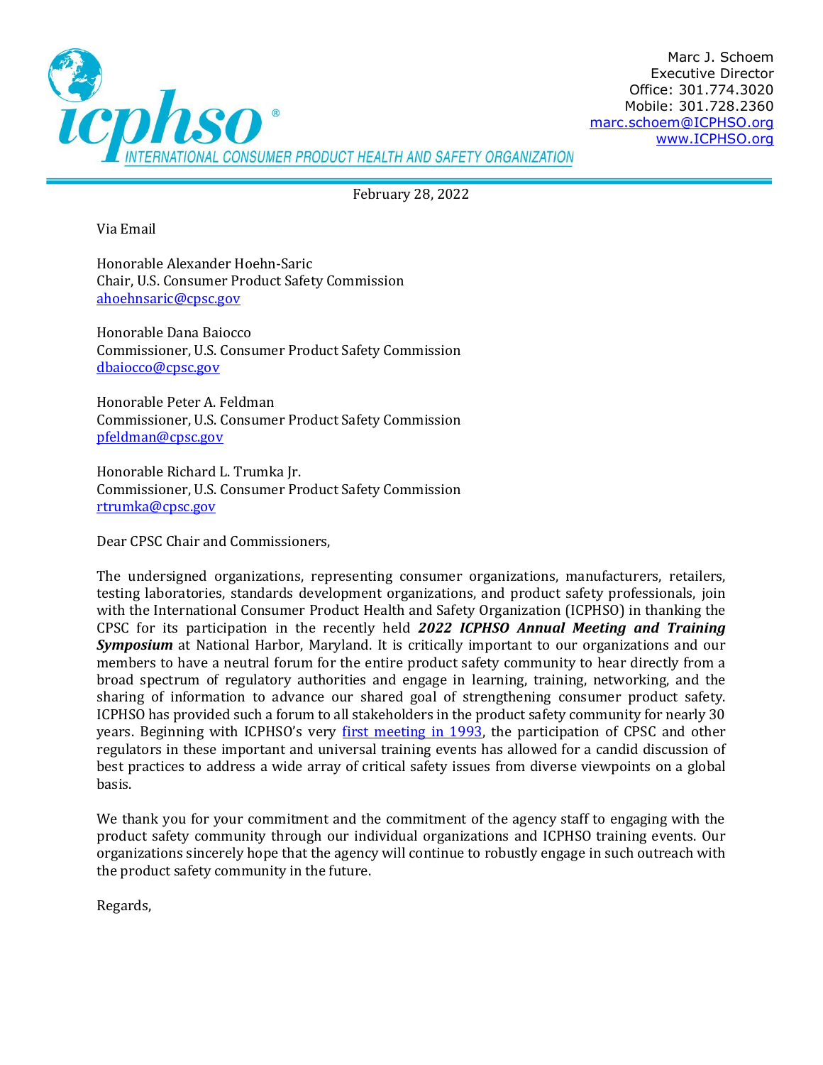**icphso**®
INTERNATIONAL CONSUMER PRODUCT HEALTH AND SAFETY ORGANIZATION

Marc J. Schoem
Executive Director
Office: 301.774.3020
Mobile: 301.728.2360
marc.schoem@ICPHSO.org
www.ICPHSO.org

February 28, 2022

Via Email

Honorable Alexander Hoehn-Saric
Chair, U.S. Consumer Product Safety Commission
ahoehnsaric@cpsc.gov

Honorable Dana Baiocco
Commissioner, U.S. Consumer Product Safety Commission
dbaiocco@cpsc.gov

Honorable Peter A. Feldman
Commissioner, U.S. Consumer Product Safety Commission
pfeldman@cpsc.gov

Honorable Richard L. Trumka Jr.
Commissioner, U.S. Consumer Product Safety Commission
rtrumka@cpsc.gov

Dear CPSC Chair and Commissioners,

The undersigned organizations, representing consumer organizations, manufacturers, retailers, testing laboratories, standards development organizations, and product safety professionals, join with the International Consumer Product Health and Safety Organization (ICPHSO) in thanking the CPSC for its participation in the recently held ***2022 ICPHSO Annual Meeting and Training Symposium*** at National Harbor, Maryland. It is critically important to our organizations and our members to have a neutral forum for the entire product safety community to hear directly from a broad spectrum of regulatory authorities and engage in learning, training, networking, and the sharing of information to advance our shared goal of strengthening consumer product safety. ICPHSO has provided such a forum to all stakeholders in the product safety community for nearly 30 years. Beginning with ICPHSO's very first meeting in 1993, the participation of CPSC and other regulators in these important and universal training events has allowed for a candid discussion of best practices to address a wide array of critical safety issues from diverse viewpoints on a global basis.

We thank you for your commitment and the commitment of the agency staff to engaging with the product safety community through our individual organizations and ICPHSO training events. Our organizations sincerely hope that the agency will continue to robustly engage in such outreach with the product safety community in the future.

Regards,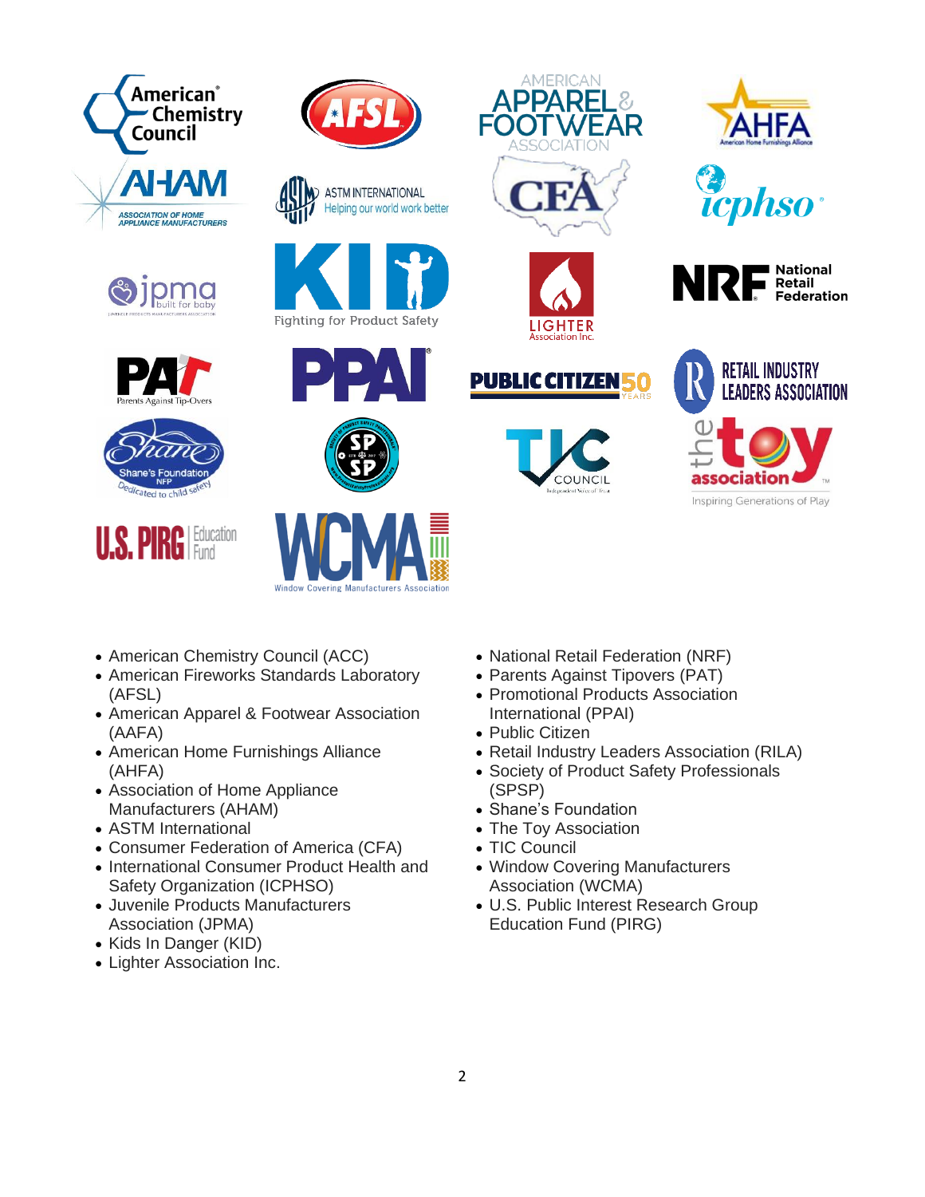- American Chemistry Council (ACC)
- American Fireworks Standards Laboratory (AFSL)
- American Apparel & Footwear Association (AAFA)
- American Home Furnishings Alliance (AHFA)
- Association of Home Appliance Manufacturers (AHAM)
- ASTM International
- Consumer Federation of America (CFA)
- International Consumer Product Health and Safety Organization (ICPHSO)
- Juvenile Products Manufacturers Association (JPMA)
- Kids In Danger (KID)
- Lighter Association Inc.
- National Retail Federation (NRF)
- Parents Against Tipovers (PAT)
- Promotional Products Association International (PPAI)
- Public Citizen
- Retail Industry Leaders Association (RILA)
- Society of Product Safety Professionals (SPSP)
- Shane's Foundation
- The Toy Association
- TIC Council
- Window Covering Manufacturers Association (WCMA)
- U.S. Public Interest Research Group Education Fund (PIRG)